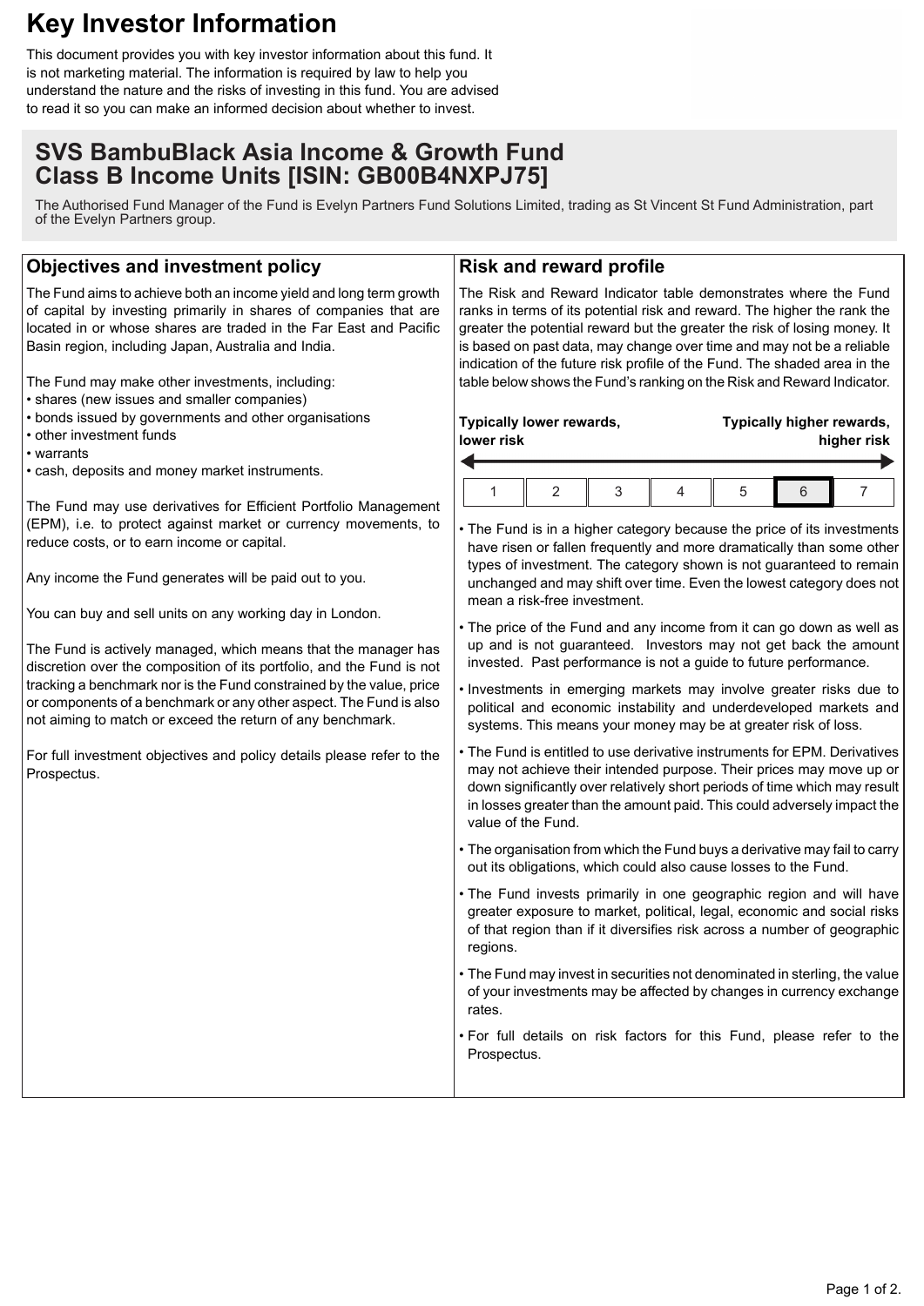# Key Investor Information

This document provides you with key investor information about this fund. It is not marketing material. The information is required by law to help you understand the nature and the risks of investing in this fund. You are advised to read it so you can make an informed decision about whether to invest.

## SVS BambuBlack Asia Income & Growth Fund Class B Income Units [ISIN: GB00B4NXPJ75]

The Authorised Fund Manager of the Fund is Evelyn Partners Fund Solutions Limited, trading as St Vincent St Fund Administration, part of the Evelyn Partners group.

### Objectives and investment policy

The Fund aims to achieve both an income yield and long term growth of capital by investing primarily in shares of companies that are located in or whose shares are traded in the Far East and Pacific Basin region, including Japan, Australia and India.

The Fund may make other investments, including:

- shares (new issues and smaller companies)
- bonds issued by governments and other organisations
- other investment funds
- warrants
- cash, deposits and money market instruments.

The Fund may use derivatives for Efficient Portfolio Management (EPM), i.e. to protect against market or currency movements, to reduce costs, or to earn income or capital.

Any income the Fund generates will be paid out to you.

You can buy and sell units on any working day in London.

The Fund is actively managed, which means that the manager has discretion over the composition of its portfolio, and the Fund is not tracking a benchmark nor is the Fund constrained by the value, price or components of a benchmark or any other aspect. The Fund is also not aiming to match or exceed the return of any benchmark.

For full investment objectives and policy details please refer to the Prospectus.

### Risk and reward profile

The Risk and Reward Indicator table demonstrates where the Fund ranks in terms of its potential risk and reward. The higher the rank the greater the potential reward but the greater the risk of losing money. It is based on past data, may change over time and may not be a reliable indication of the future risk profile of the Fund. The shaded area in the table below shows the Fund's ranking on the Risk and Reward Indicator.

**Typically lower rewards, lower risk** ← → **Typically higher rewards, higher risk**

| 1 | 2 | 3 | 4 | 5 | **6** | 7 |
|---|---|---|---|---|---|---|

- The Fund is in a higher category because the price of its investments have risen or fallen frequently and more dramatically than some other types of investment. The category shown is not guaranteed to remain unchanged and may shift over time. Even the lowest category does not mean a risk-free investment.
- The price of the Fund and any income from it can go down as well as up and is not guaranteed. Investors may not get back the amount invested. Past performance is not a guide to future performance.
- Investments in emerging markets may involve greater risks due to political and economic instability and underdeveloped markets and systems. This means your money may be at greater risk of loss.
- The Fund is entitled to use derivative instruments for EPM. Derivatives may not achieve their intended purpose. Their prices may move up or down significantly over relatively short periods of time which may result in losses greater than the amount paid. This could adversely impact the value of the Fund.
- The organisation from which the Fund buys a derivative may fail to carry out its obligations, which could also cause losses to the Fund.
- The Fund invests primarily in one geographic region and will have greater exposure to market, political, legal, economic and social risks of that region than if it diversifies risk across a number of geographic regions.
- The Fund may invest in securities not denominated in sterling, the value of your investments may be affected by changes in currency exchange rates.
- For full details on risk factors for this Fund, please refer to the Prospectus.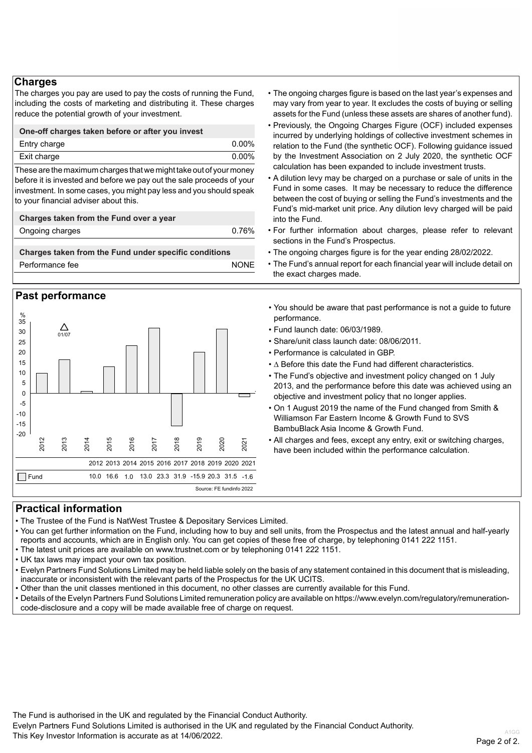## Charges

The charges you pay are used to pay the costs of running the Fund, including the costs of marketing and distributing it. These charges reduce the potential growth of your investment.

| One-off charges taken before or after you invest | |
|---|---|
| Entry charge | 0.00% |
| Exit charge | 0.00% |

These are the maximum charges that we might take out of your money before it is invested and before we pay out the sale proceeds of your investment. In some cases, you might pay less and you should speak to your financial adviser about this.

| Charges taken from the Fund over a year | |
|---|---|
| Ongoing charges | 0.76% |

| Charges taken from the Fund under specific conditions | |
|---|---|
| Performance fee | NONE |

- The ongoing charges figure is based on the last year's expenses and may vary from year to year. It excludes the costs of buying or selling assets for the Fund (unless these assets are shares of another fund).
- Previously, the Ongoing Charges Figure (OCF) included expenses incurred by underlying holdings of collective investment schemes in relation to the Fund (the synthetic OCF). Following guidance issued by the Investment Association on 2 July 2020, the synthetic OCF calculation has been expanded to include investment trusts.
- A dilution levy may be charged on a purchase or sale of units in the Fund in some cases. It may be necessary to reduce the difference between the cost of buying or selling the Fund's investments and the Fund's mid-market unit price. Any dilution levy charged will be paid into the Fund.
- For further information about charges, please refer to relevant sections in the Fund's Prospectus.
- The ongoing charges figure is for the year ending 28/02/2022.
- The Fund's annual report for each financial year will include detail on the exact charges made.

## Past performance

%
35
30
25
20
15
10
5
0
-5
-10
-15
-20

△ 01/07

2012 2013 2014 2015 2016 2017 2018 2019 2020 2021

| | 2012 | 2013 | 2014 | 2015 | 2016 | 2017 | 2018 | 2019 | 2020 | 2021 |
|---|---|---|---|---|---|---|---|---|---|---|
| Fund | 10.0 | 16.6 | 1.0 | 13.0 | 23.3 | 31.9 | -15.9 | 20.3 | 31.5 | -1.6 |

Source: FE fundinfo 2022

- You should be aware that past performance is not a guide to future performance.
- Fund launch date: 06/03/1989.
- Share/unit class launch date: 08/06/2011.
- Performance is calculated in GBP.
- ∆ Before this date the Fund had different characteristics.
- The Fund's objective and investment policy changed on 1 July 2013, and the performance before this date was achieved using an objective and investment policy that no longer applies.
- On 1 August 2019 the name of the Fund changed from Smith & Williamson Far Eastern Income & Growth Fund to SVS BambuBlack Asia Income & Growth Fund.
- All charges and fees, except any entry, exit or switching charges, have been included within the performance calculation.

## Practical information

- The Trustee of the Fund is NatWest Trustee & Depositary Services Limited.
- You can get further information on the Fund, including how to buy and sell units, from the Prospectus and the latest annual and half-yearly reports and accounts, which are in English only. You can get copies of these free of charge, by telephoning 0141 222 1151.
- The latest unit prices are available on www.trustnet.com or by telephoning 0141 222 1151.
- UK tax laws may impact your own tax position.
- Evelyn Partners Fund Solutions Limited may be held liable solely on the basis of any statement contained in this document that is misleading, inaccurate or inconsistent with the relevant parts of the Prospectus for the UK UCITS.
- Other than the unit classes mentioned in this document, no other classes are currently available for this Fund.
- Details of the Evelyn Partners Fund Solutions Limited remuneration policy are available on https://www.evelyn.com/regulatory/remuneration-code-disclosure and a copy will be made available free of charge on request.

The Fund is authorised in the UK and regulated by the Financial Conduct Authority.
Evelyn Partners Fund Solutions Limited is authorised in the UK and regulated by the Financial Conduct Authority.
This Key Investor Information is accurate as at 14/06/2022.